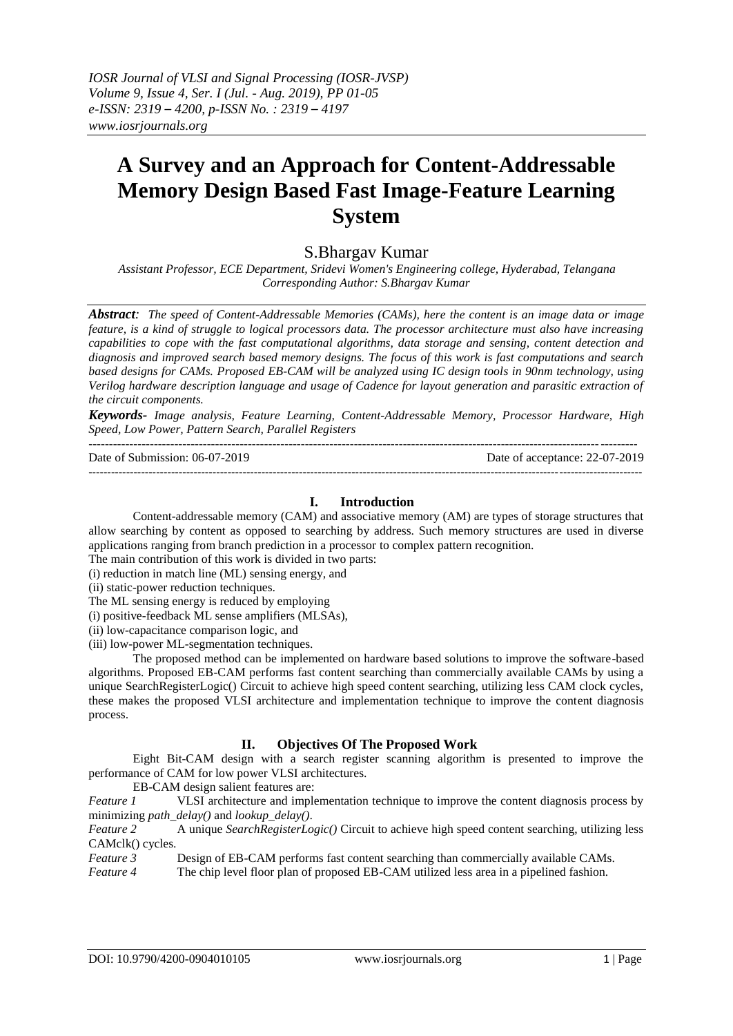# A Survey and an Approach for Content-Addressable Memory Design Based Fast Image-Feature Learning System

S.Bhargav Kumar

*Assistant Professor, ECE Department, Sridevi Women's Engineering college, Hyderabad, Telangana*
*Corresponding Author: S.Bhargav Kumar*

***Abstract**: The speed of Content-Addressable Memories (CAMs), here the content is an image data or image feature, is a kind of struggle to logical processors data. The processor architecture must also have increasing capabilities to cope with the fast computational algorithms, data storage and sensing, content detection and diagnosis and improved search based memory designs. The focus of this work is fast computations and search based designs for CAMs. Proposed EB-CAM will be analyzed using IC design tools in 90nm technology, using Verilog hardware description language and usage of Cadence for layout generation and parasitic extraction of the circuit components.*

***Keywords-** Image analysis, Feature Learning, Content-Addressable Memory, Processor Hardware, High Speed, Low Power, Pattern Search, Parallel Registers*

---

Date of Submission: 06-07-2019 Date of acceptance: 22-07-2019

---

## I. Introduction

Content-addressable memory (CAM) and associative memory (AM) are types of storage structures that allow searching by content as opposed to searching by address. Such memory structures are used in diverse applications ranging from branch prediction in a processor to complex pattern recognition.

The main contribution of this work is divided in two parts:

(i) reduction in match line (ML) sensing energy, and

(ii) static-power reduction techniques.

The ML sensing energy is reduced by employing

(i) positive-feedback ML sense amplifiers (MLSAs),

(ii) low-capacitance comparison logic, and

(iii) low-power ML-segmentation techniques.

The proposed method can be implemented on hardware based solutions to improve the software-based algorithms. Proposed EB-CAM performs fast content searching than commercially available CAMs by using a unique SearchRegisterLogic() Circuit to achieve high speed content searching, utilizing less CAM clock cycles, these makes the proposed VLSI architecture and implementation technique to improve the content diagnosis process.

## II. Objectives Of The Proposed Work

Eight Bit-CAM design with a search register scanning algorithm is presented to improve the performance of CAM for low power VLSI architectures.

EB-CAM design salient features are:

*Feature 1* VLSI architecture and implementation technique to improve the content diagnosis process by minimizing *path_delay()* and *lookup_delay()*.

*Feature 2* A unique *SearchRegisterLogic()* Circuit to achieve high speed content searching, utilizing less CAMclk() cycles.

*Feature 3* Design of EB-CAM performs fast content searching than commercially available CAMs.

*Feature 4* The chip level floor plan of proposed EB-CAM utilized less area in a pipelined fashion.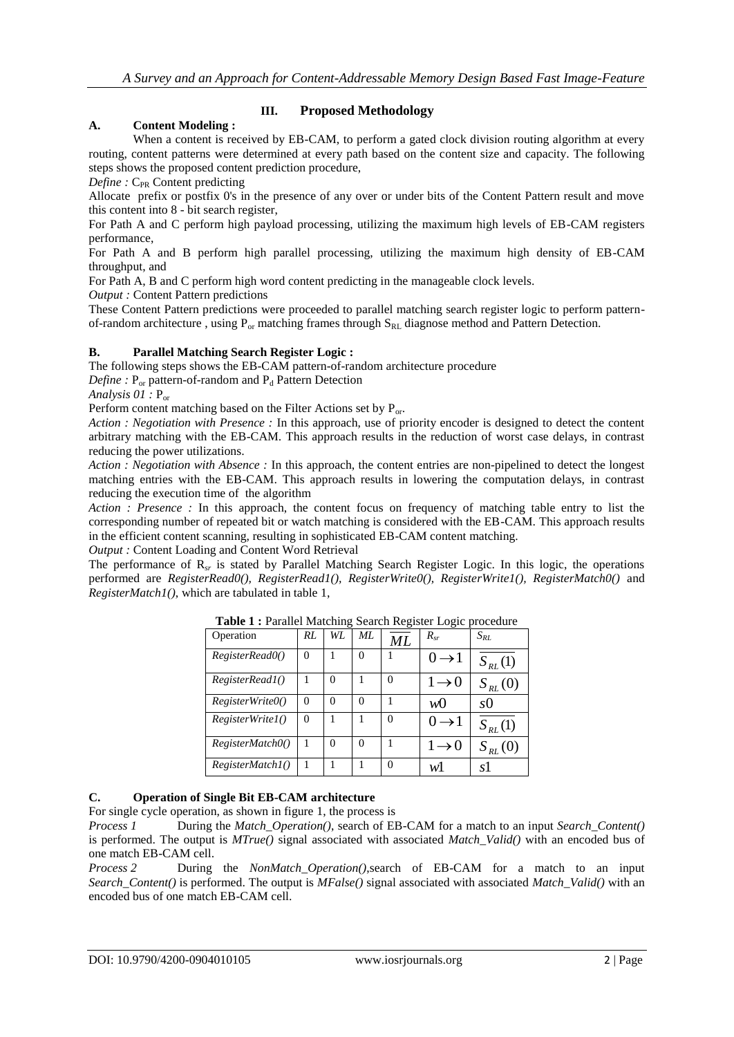## III. Proposed Methodology

### A. Content Modeling :

When a content is received by EB-CAM, to perform a gated clock division routing algorithm at every routing, content patterns were determined at every path based on the content size and capacity. The following steps shows the proposed content prediction procedure,

*Define :* $C_{PR}$ Content predicting

Allocate prefix or postfix 0's in the presence of any over or under bits of the Content Pattern result and move this content into 8 - bit search register,

For Path A and C perform high payload processing, utilizing the maximum high levels of EB-CAM registers performance,

For Path A and B perform high parallel processing, utilizing the maximum high density of EB-CAM throughput, and

For Path A, B and C perform high word content predicting in the manageable clock levels.

*Output :* Content Pattern predictions

These Content Pattern predictions were proceeded to parallel matching search register logic to perform pattern-of-random architecture , using $P_{or}$ matching frames through $S_{RL}$ diagnose method and Pattern Detection.

### B. Parallel Matching Search Register Logic :

The following steps shows the EB-CAM pattern-of-random architecture procedure

*Define :* $P_{or}$ pattern-of-random and $P_d$ Pattern Detection

*Analysis 01 :* $P_{or}$

Perform content matching based on the Filter Actions set by $P_{or}$.

*Action : Negotiation with Presence :* In this approach, use of priority encoder is designed to detect the content arbitrary matching with the EB-CAM. This approach results in the reduction of worst case delays, in contrast reducing the power utilizations.

*Action : Negotiation with Absence :* In this approach, the content entries are non-pipelined to detect the longest matching entries with the EB-CAM. This approach results in lowering the computation delays, in contrast reducing the execution time of the algorithm

*Action : Presence :* In this approach, the content focus on frequency of matching table entry to list the corresponding number of repeated bit or watch matching is considered with the EB-CAM. This approach results in the efficient content scanning, resulting in sophisticated EB-CAM content matching.

*Output :* Content Loading and Content Word Retrieval

The performance of $R_{sr}$ is stated by Parallel Matching Search Register Logic. In this logic, the operations performed are *RegisterRead0(), RegisterRead1(), RegisterWrite0(), RegisterWrite1(), RegisterMatch0()* and *RegisterMatch1()*, which are tabulated in table 1,

**Table 1 :** Parallel Matching Search Register Logic procedure

| Operation | *RL* | *WL* | *ML* | $\overline{ML}$ | $R_{sr}$ | $S_{RL}$ |
|---|---|---|---|---|---|---|
| *RegisterRead0()* | 0 | 1 | 0 | 1 | $0 \rightarrow 1$ | $\overline{S_{RL}(1)}$ |
| *RegisterRead1()* | 1 | 0 | 1 | 0 | $1 \rightarrow 0$ | $S_{RL}(0)$ |
| *RegisterWrite0()* | 0 | 0 | 0 | 1 | $w0$ | $s0$ |
| *RegisterWrite1()* | 0 | 1 | 1 | 0 | $0 \rightarrow 1$ | $\overline{S_{RL}(1)}$ |
| *RegisterMatch0()* | 1 | 0 | 0 | 1 | $1 \rightarrow 0$ | $S_{RL}(0)$ |
| *RegisterMatch1()* | 1 | 1 | 1 | 0 | $w1$ | $s1$ |

### C. Operation of Single Bit EB-CAM architecture

For single cycle operation, as shown in figure 1, the process is

*Process 1* During the *Match_Operation()*, search of EB-CAM for a match to an input *Search_Content()* is performed. The output is *MTrue()* signal associated with associated *Match_Valid()* with an encoded bus of one match EB-CAM cell.

*Process 2* During the *NonMatch_Operation()*,search of EB-CAM for a match to an input *Search_Content()* is performed. The output is *MFalse()* signal associated with associated *Match_Valid()* with an encoded bus of one match EB-CAM cell.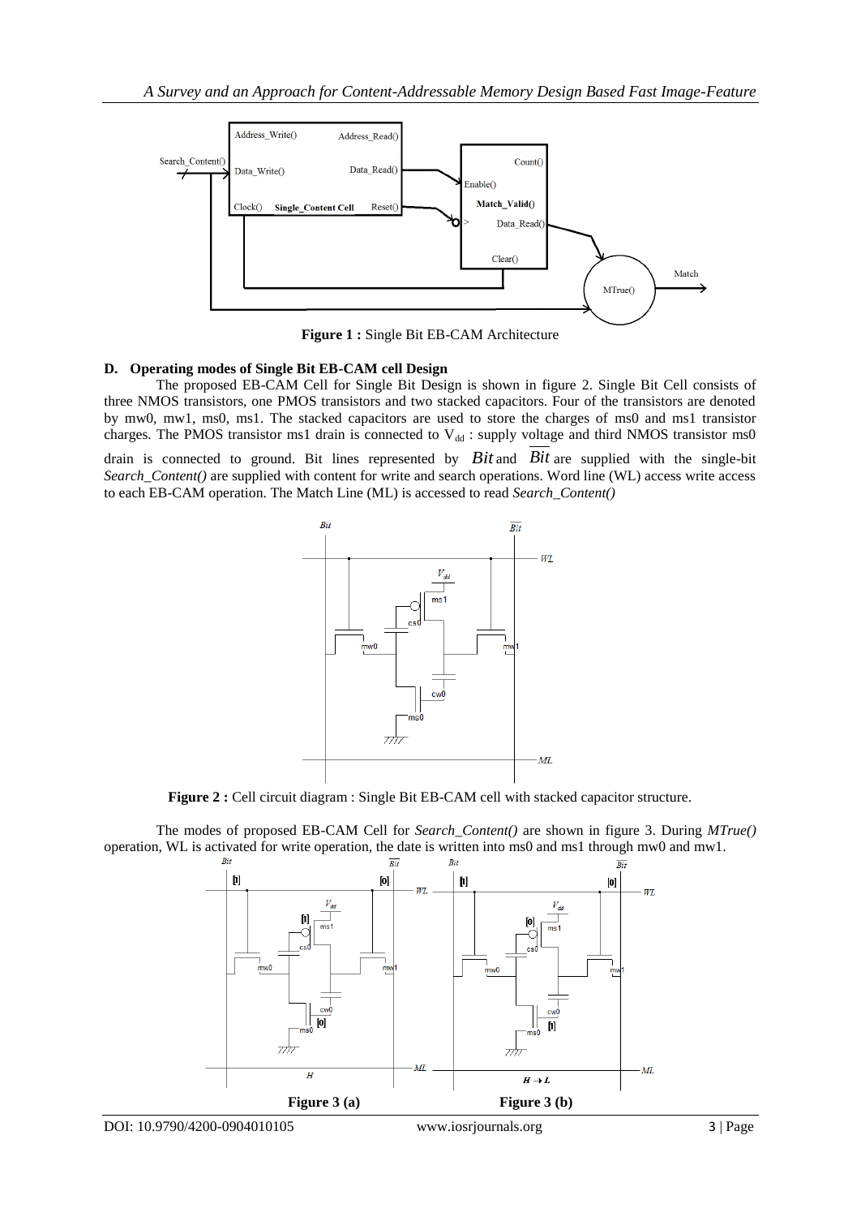**Figure 1 :** Single Bit EB-CAM Architecture

### D. Operating modes of Single Bit EB-CAM cell Design

The proposed EB-CAM Cell for Single Bit Design is shown in figure 2. Single Bit Cell consists of three NMOS transistors, one PMOS transistors and two stacked capacitors. Four of the transistors are denoted by mw0, mw1, ms0, ms1. The stacked capacitors are used to store the charges of ms0 and ms1 transistor charges. The PMOS transistor ms1 drain is connected to $V_{dd}$ : supply voltage and third NMOS transistor ms0 drain is connected to ground. Bit lines represented by $Bit$ and $\overline{Bit}$ are supplied with the single-bit *Search_Content()* are supplied with content for write and search operations. Word line (WL) access write access to each EB-CAM operation. The Match Line (ML) is accessed to read *Search_Content()*

**Figure 2 :** Cell circuit diagram : Single Bit EB-CAM cell with stacked capacitor structure.

The modes of proposed EB-CAM Cell for *Search_Content()* are shown in figure 3. During *MTrue()* operation, WL is activated for write operation, the date is written into ms0 and ms1 through mw0 and mw1.

**Figure 3 (a)** **Figure 3 (b)**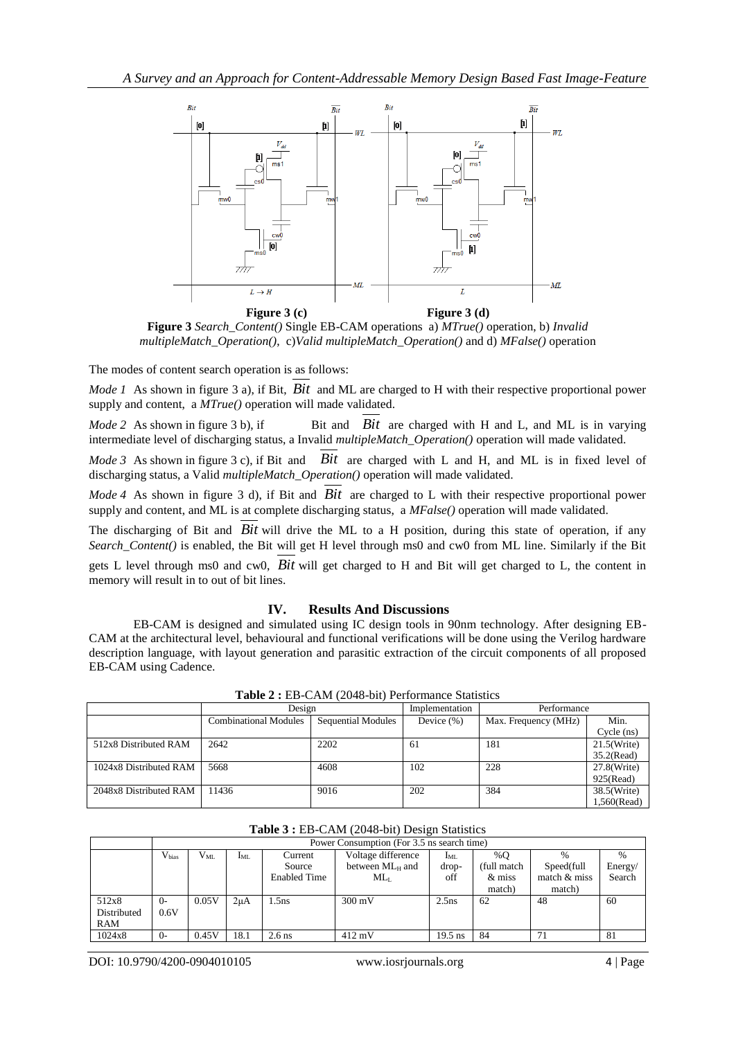**Figure 3 (c)** **Figure 3 (d)**

**Figure 3** *Search_Content()* Single EB-CAM operations a) *MTrue()* operation, b) *Invalid multipleMatch_Operation()*, c)*Valid multipleMatch_Operation()* and d) *MFalse()* operation

The modes of content search operation is as follows:

*Mode 1* As shown in figure 3 a), if Bit, $\overline{Bit}$ and ML are charged to H with their respective proportional power supply and content, a *MTrue()* operation will made validated.

*Mode 2* As shown in figure 3 b), if Bit and $\overline{Bit}$ are charged with H and L, and ML is in varying intermediate level of discharging status, a Invalid *multipleMatch_Operation()* operation will made validated.

*Mode 3* As shown in figure 3 c), if Bit and $\overline{Bit}$ are charged with L and H, and ML is in fixed level of discharging status, a Valid *multipleMatch_Operation()* operation will made validated.

*Mode 4* As shown in figure 3 d), if Bit and $\overline{Bit}$ are charged to L with their respective proportional power supply and content, and ML is at complete discharging status, a *MFalse()* operation will made validated.

The discharging of Bit and $\overline{Bit}$ will drive the ML to a H position, during this state of operation, if any *Search_Content()* is enabled, the Bit will get H level through ms0 and cw0 from ML line. Similarly if the Bit gets L level through ms0 and cw0, $\overline{Bit}$ will get charged to H and Bit will get charged to L, the content in memory will result in to out of bit lines.

## IV. Results And Discussions

EB-CAM is designed and simulated using IC design tools in 90nm technology. After designing EB-CAM at the architectural level, behavioural and functional verifications will be done using the Verilog hardware description language, with layout generation and parasitic extraction of the circuit components of all proposed EB-CAM using Cadence.

**Table 2 :** EB-CAM (2048-bit) Performance Statistics

| | Design | | Implementation | Performance | |
|---|---|---|---|---|---|
| | Combinational Modules | Sequential Modules | Device (%) | Max. Frequency (MHz) | Min. Cycle (ns) |
| 512x8 Distributed RAM | 2642 | 2202 | 61 | 181 | 21.5(Write) 35.2(Read) |
| 1024x8 Distributed RAM | 5668 | 4608 | 102 | 228 | 27.8(Write) 925(Read) |
| 2048x8 Distributed RAM | 11436 | 9016 | 202 | 384 | 38.5(Write) 1,560(Read) |

**Table 3 :** EB-CAM (2048-bit) Design Statistics

| | Power Consumption (For 3.5 ns search time) | | | | | | | | |
|---|---|---|---|---|---|---|---|---|---|
| | $V_{bias}$ | $V_{ML}$ | $I_{ML}$ | Current Source Enabled Time | Voltage difference between $ML_H$ and $ML_L$ | $I_{ML}$ drop-off | %Q (full match & miss match) | % Speed(full match & miss match) | % Energy/ Search |
| 512x8 Distributed RAM | 0-0.6V | 0.05V | 2μA | 1.5ns | 300 mV | 2.5ns | 62 | 48 | 60 |
| 1024x8 | 0- | 0.45V | 18.1 | 2.6 ns | 412 mV | 19.5 ns | 84 | 71 | 81 |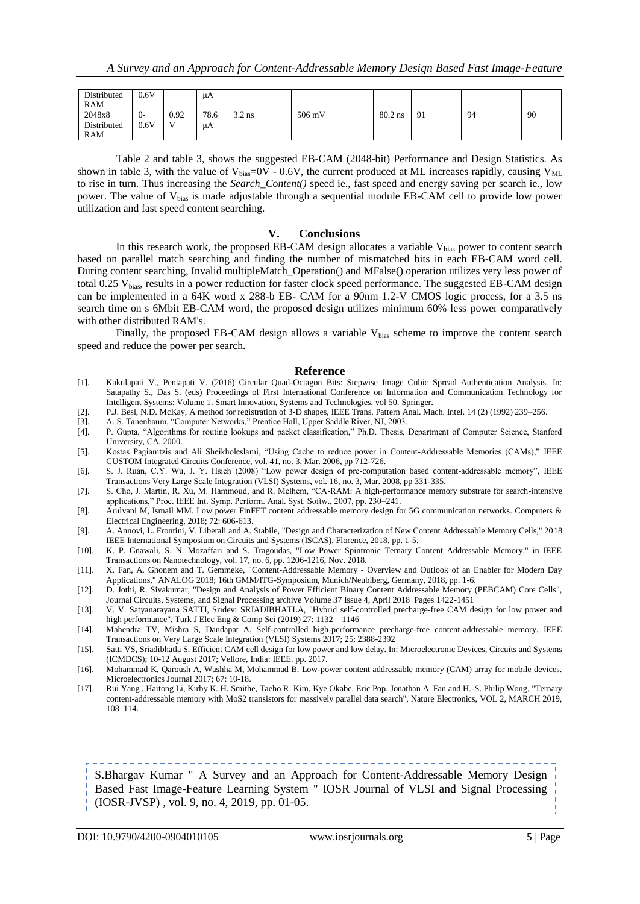| | | | | | | | | | |
|---|---|---|---|---|---|---|---|---|---|
| Distributed RAM | 0.6V | | μA | | | | | | |
| 2048x8 Distributed RAM | 0-0.6V | 0.92 V | 78.6 μA | 3.2 ns | 506 mV | 80.2 ns | 91 | 94 | 90 |

Table 2 and table 3, shows the suggested EB-CAM (2048-bit) Performance and Design Statistics. As shown in table 3, with the value of $V_{bias}$=0V - 0.6V, the current produced at ML increases rapidly, causing $V_{ML}$ to rise in turn. Thus increasing the *Search_Content()* speed ie., fast speed and energy saving per search ie., low power. The value of $V_{bias}$ is made adjustable through a sequential module EB-CAM cell to provide low power utilization and fast speed content searching.

## V. Conclusions

In this research work, the proposed EB-CAM design allocates a variable $V_{bias}$ power to content search based on parallel match searching and finding the number of mismatched bits in each EB-CAM word cell. During content searching, Invalid multipleMatch_Operation() and MFalse() operation utilizes very less power of total 0.25 $V_{bias}$, results in a power reduction for faster clock speed performance. The suggested EB-CAM design can be implemented in a 64K word x 288-b EB- CAM for a 90nm 1.2-V CMOS logic process, for a 3.5 ns search time on s 6Mbit EB-CAM word, the proposed design utilizes minimum 60% less power comparatively with other distributed RAM's.

Finally, the proposed EB-CAM design allows a variable $V_{bias}$ scheme to improve the content search speed and reduce the power per search.

## Reference

[1]. Kakulapati V., Pentapati V. (2016) Circular Quad-Octagon Bits: Stepwise Image Cubic Spread Authentication Analysis. In: Satapathy S., Das S. (eds) Proceedings of First International Conference on Information and Communication Technology for Intelligent Systems: Volume 1. Smart Innovation, Systems and Technologies, vol 50. Springer.

[2]. P.J. Besl, N.D. McKay, A method for registration of 3-D shapes, IEEE Trans. Pattern Anal. Mach. Intel. 14 (2) (1992) 239–256.

[3]. A. S. Tanenbaum, "Computer Networks," Prentice Hall, Upper Saddle River, NJ, 2003.

[4]. P. Gupta, "Algorithms for routing lookups and packet classification," Ph.D. Thesis, Department of Computer Science, Stanford University, CA, 2000.

[5]. Kostas Pagiamtzis and Ali Sheikholeslami, "Using Cache to reduce power in Content-Addressable Memories (CAMs)," IEEE CUSTOM Integrated Circuits Conference, vol. 41, no. 3, Mar. 2006, pp 712-726.

[6]. S. J. Ruan, C.Y. Wu, J. Y. Hsieh (2008) "Low power design of pre-computation based content-addressable memory", IEEE Transactions Very Large Scale Integration (VLSI) Systems, vol. 16, no. 3, Mar. 2008, pp 331-335.

[7]. S. Cho, J. Martin, R. Xu, M. Hammoud, and R. Melhem, "CA-RAM: A high-performance memory substrate for search-intensive applications," Proc. IEEE Int. Symp. Perform. Anal. Syst. Softw., 2007, pp. 230–241.

[8]. Arulvani M, Ismail MM. Low power FinFET content addressable memory design for 5G communication networks. Computers & Electrical Engineering, 2018; 72: 606-613.

[9]. A. Annovi, L. Frontini, V. Liberali and A. Stabile, "Design and Characterization of New Content Addressable Memory Cells," 2018 IEEE International Symposium on Circuits and Systems (ISCAS), Florence, 2018, pp. 1-5.

[10]. K. P. Gnawali, S. N. Mozaffari and S. Tragoudas, "Low Power Spintronic Ternary Content Addressable Memory," in IEEE Transactions on Nanotechnology, vol. 17, no. 6, pp. 1206-1216, Nov. 2018.

[11]. X. Fan, A. Ghonem and T. Gemmeke, "Content-Addressable Memory - Overview and Outlook of an Enabler for Modern Day Applications," ANALOG 2018; 16th GMM/ITG-Symposium, Munich/Neubiberg, Germany, 2018, pp. 1-6.

[12]. D. Jothi, R. Sivakumar, "Design and Analysis of Power Efficient Binary Content Addressable Memory (PEBCAM) Core Cells", Journal Circuits, Systems, and Signal Processing archive Volume 37 Issue 4, April 2018 Pages 1422-1451

[13]. V. V. Satyanarayana SATTI, Sridevi SRIADIBHATLA, "Hybrid self-controlled precharge-free CAM design for low power and high performance", Turk J Elec Eng & Comp Sci (2019) 27: 1132 – 1146

[14]. Mahendra TV, Mishra S, Dandapat A. Self-controlled high-performance precharge-free content-addressable memory. IEEE Transactions on Very Large Scale Integration (VLSI) Systems 2017; 25: 2388-2392

[15]. Satti VS, Sriadibhatla S. Efficient CAM cell design for low power and low delay. In: Microelectronic Devices, Circuits and Systems (ICMDCS); 10-12 August 2017; Vellore, India: IEEE. pp. 2017.

[16]. Mohammad K, Qaroush A, Washha M, Mohammad B. Low-power content addressable memory (CAM) array for mobile devices. Microelectronics Journal 2017; 67: 10-18.

[17]. Rui Yang , Haitong Li, Kirby K. H. Smithe, Taeho R. Kim, Kye Okabe, Eric Pop, Jonathan A. Fan and H.-S. Philip Wong, "Ternary content-addressable memory with MoS2 transistors for massively parallel data search", Nature Electronics, VOL 2, MARCH 2019, 108–114.

S.Bhargav Kumar " A Survey and an Approach for Content-Addressable Memory Design Based Fast Image-Feature Learning System " IOSR Journal of VLSI and Signal Processing (IOSR-JVSP) , vol. 9, no. 4, 2019, pp. 01-05.